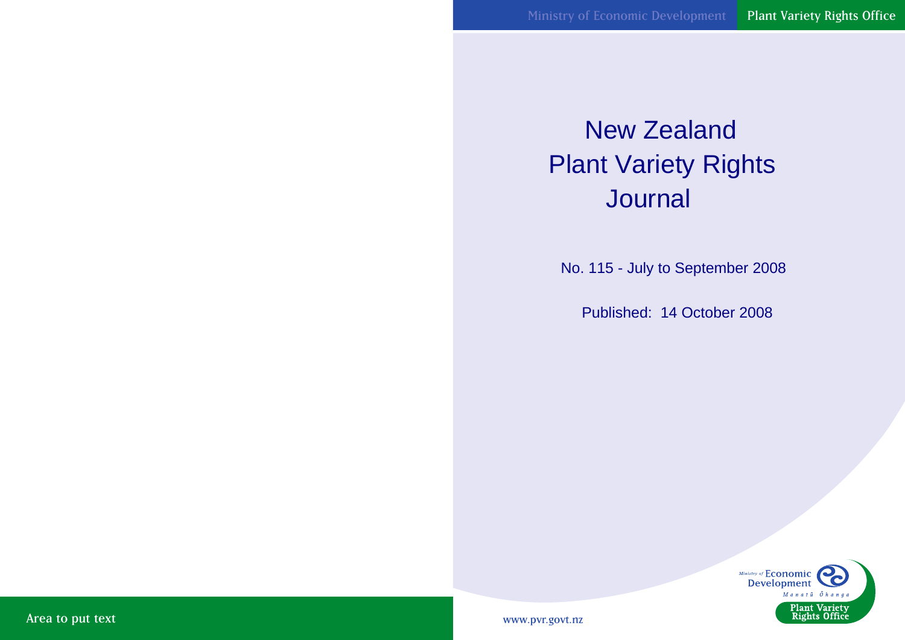Ministry of Economic Development | Plant Variety Rights Office

# New Zealand Plant Variety Rights Journal

No. 115 - July to September 2008

Published: 14 October 2008

Area to put text

www.pvr.govt.nz

Ministry of Economic Development
Manatū Ōhanga
Plant Variety Rights Office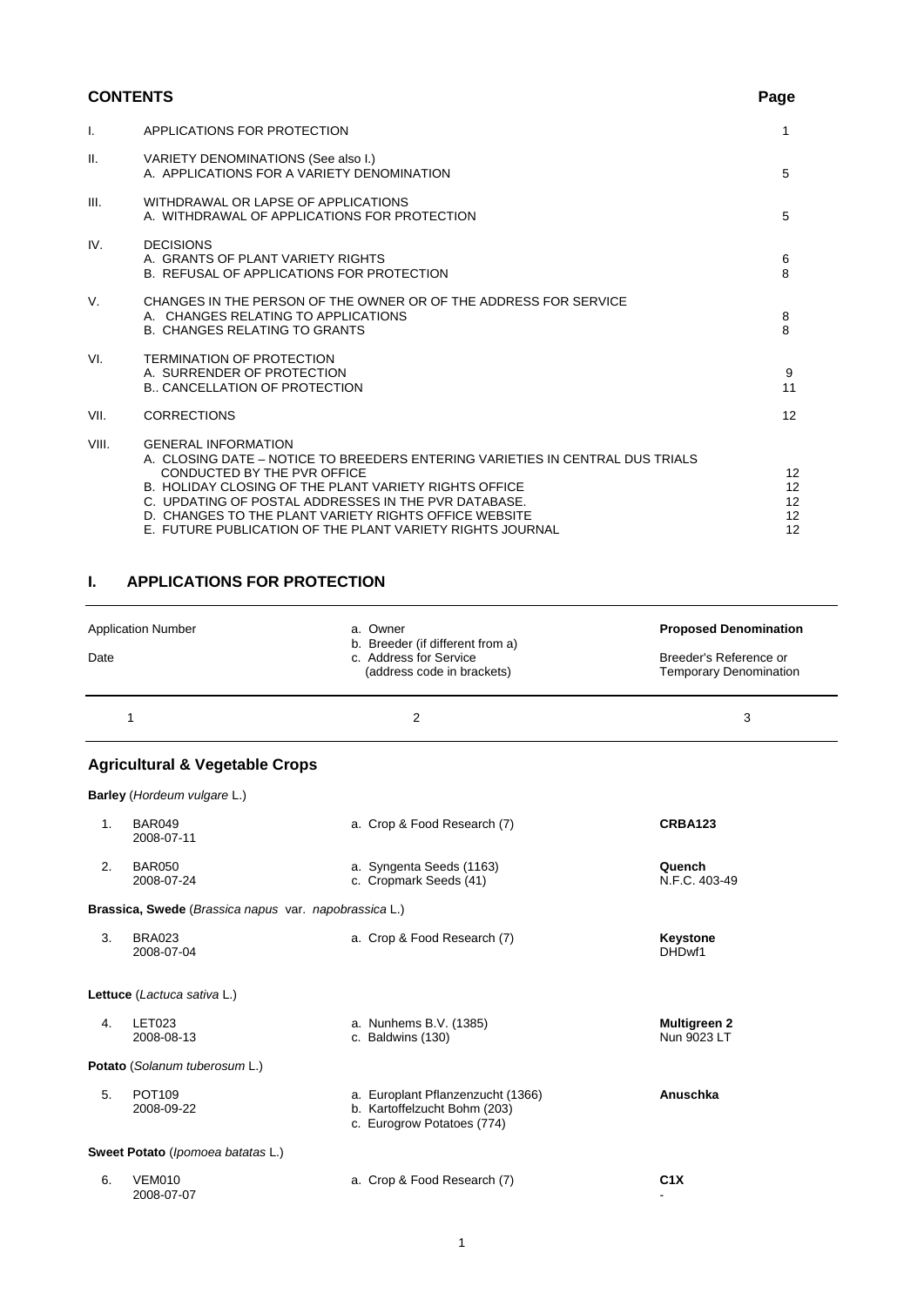## CONTENTS

| | | Page |
|---|---|---|
| I. | APPLICATIONS FOR PROTECTION | 1 |
| II. | VARIETY DENOMINATIONS (See also I.)<br>A. APPLICATIONS FOR A VARIETY DENOMINATION | 5 |
| III. | WITHDRAWAL OR LAPSE OF APPLICATIONS<br>A. WITHDRAWAL OF APPLICATIONS FOR PROTECTION | 5 |
| IV. | DECISIONS<br>A. GRANTS OF PLANT VARIETY RIGHTS<br>B. REFUSAL OF APPLICATIONS FOR PROTECTION | 6<br>8 |
| V. | CHANGES IN THE PERSON OF THE OWNER OR OF THE ADDRESS FOR SERVICE<br>A. CHANGES RELATING TO APPLICATIONS<br>B. CHANGES RELATING TO GRANTS | 8<br>8 |
| VI. | TERMINATION OF PROTECTION<br>A. SURRENDER OF PROTECTION<br>B.. CANCELLATION OF PROTECTION | 9<br>11 |
| VII. | CORRECTIONS | 12 |
| VIII. | GENERAL INFORMATION<br>A. CLOSING DATE – NOTICE TO BREEDERS ENTERING VARIETIES IN CENTRAL DUS TRIALS CONDUCTED BY THE PVR OFFICE<br>B. HOLIDAY CLOSING OF THE PLANT VARIETY RIGHTS OFFICE<br>C. UPDATING OF POSTAL ADDRESSES IN THE PVR DATABASE.<br>D. CHANGES TO THE PLANT VARIETY RIGHTS OFFICE WEBSITE<br>E. FUTURE PUBLICATION OF THE PLANT VARIETY RIGHTS JOURNAL | 12<br>12<br>12<br>12<br>12 |

## I. APPLICATIONS FOR PROTECTION

| | Application Number<br>Date | a. Owner<br>b. Breeder (if different from a)<br>c. Address for Service<br>(address code in brackets) | **Proposed Denomination**<br>Breeder's Reference or Temporary Denomination |
|---|---|---|---|
| | 1 | 2 | 3 |

### Agricultural & Vegetable Crops

**Barley** (*Hordeum vulgare* L.)

| | Application Number / Date | Owner / Breeder / Address for Service | Denomination / Reference |
|---|---|---|---|
| 1. | BAR049<br>2008-07-11 | a. Crop & Food Research (7) | **CRBA123** |
| 2. | BAR050<br>2008-07-24 | a. Syngenta Seeds (1163)<br>c. Cropmark Seeds (41) | **Quench**<br>N.F.C. 403-49 |

**Brassica, Swede** (*Brassica napus* var. *napobrassica* L.)

| | Application Number / Date | Owner / Breeder / Address for Service | Denomination / Reference |
|---|---|---|---|
| 3. | BRA023<br>2008-07-04 | a. Crop & Food Research (7) | **Keystone**<br>DHDwf1 |

**Lettuce** (*Lactuca sativa* L.)

| | Application Number / Date | Owner / Breeder / Address for Service | Denomination / Reference |
|---|---|---|---|
| 4. | LET023<br>2008-08-13 | a. Nunhems B.V. (1385)<br>c. Baldwins (130) | **Multigreen 2**<br>Nun 9023 LT |

**Potato** (*Solanum tuberosum* L.)

| | Application Number / Date | Owner / Breeder / Address for Service | Denomination / Reference |
|---|---|---|---|
| 5. | POT109<br>2008-09-22 | a. Europlant Pflanzenzucht (1366)<br>b. Kartoffelzucht Bohm (203)<br>c. Eurogrow Potatoes (774) | **Anuschka** |

**Sweet Potato** (*Ipomoea batatas* L.)

| | Application Number / Date | Owner / Breeder / Address for Service | Denomination / Reference |
|---|---|---|---|
| 6. | VEM010<br>2008-07-07 | a. Crop & Food Research (7) | **C1X**<br>- |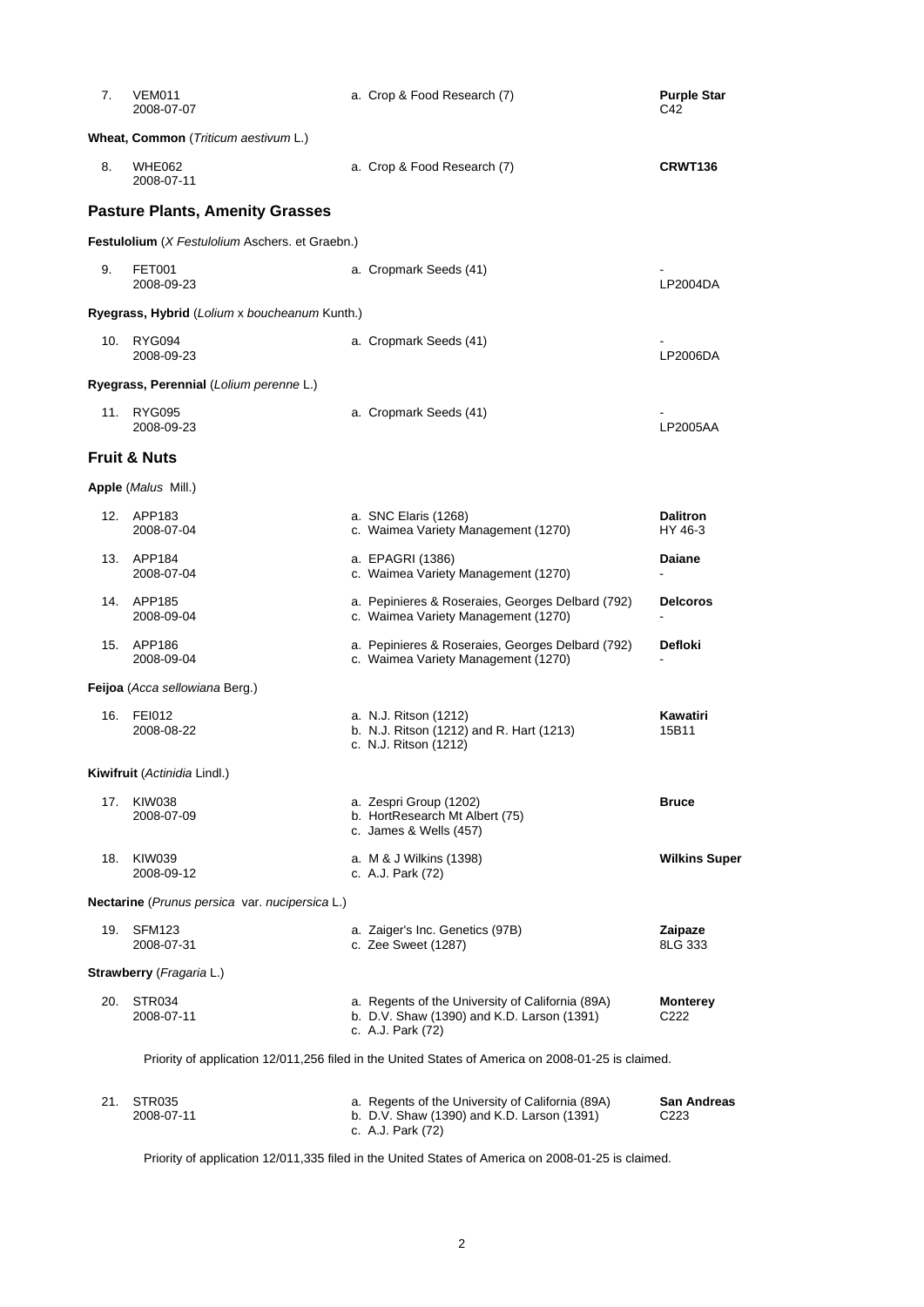| | | | |
|---|---|---|---|
| 7. | VEM011<br>2008-07-07 | a. Crop & Food Research (7) | **Purple Star**<br>C42 |

**Wheat, Common** (*Triticum aestivum* L.)

| | | | |
|---|---|---|---|
| 8. | WHE062<br>2008-07-11 | a. Crop & Food Research (7) | **CRWT136** |

## Pasture Plants, Amenity Grasses

**Festulolium** (*X Festulolium* Aschers. et Graebn.)

| | | | |
|---|---|---|---|
| 9. | FET001<br>2008-09-23 | a. Cropmark Seeds (41) | -<br>LP2004DA |

**Ryegrass, Hybrid** (*Lolium* x *boucheanum* Kunth.)

| | | | |
|---|---|---|---|
| 10. | RYG094<br>2008-09-23 | a. Cropmark Seeds (41) | -<br>LP2006DA |

**Ryegrass, Perennial** (*Lolium perenne* L.)

| | | | |
|---|---|---|---|
| 11. | RYG095<br>2008-09-23 | a. Cropmark Seeds (41) | -<br>LP2005AA |

## Fruit & Nuts

**Apple** (*Malus* Mill.)

| | | | |
|---|---|---|---|
| 12. | APP183<br>2008-07-04 | a. SNC Elaris (1268)<br>c. Waimea Variety Management (1270) | **Dalitron**<br>HY 46-3 |
| 13. | APP184<br>2008-07-04 | a. EPAGRI (1386)<br>c. Waimea Variety Management (1270) | **Daiane**<br>- |
| 14. | APP185<br>2008-09-04 | a. Pepinieres & Roseraies, Georges Delbard (792)<br>c. Waimea Variety Management (1270) | **Delcoros**<br>- |
| 15. | APP186<br>2008-09-04 | a. Pepinieres & Roseraies, Georges Delbard (792)<br>c. Waimea Variety Management (1270) | **Defloki**<br>- |

**Feijoa** (*Acca sellowiana* Berg.)

| | | | |
|---|---|---|---|
| 16. | FEI012<br>2008-08-22 | a. N.J. Ritson (1212)<br>b. N.J. Ritson (1212) and R. Hart (1213)<br>c. N.J. Ritson (1212) | **Kawatiri**<br>15B11 |

**Kiwifruit** (*Actinidia* Lindl.)

| | | | |
|---|---|---|---|
| 17. | KIW038<br>2008-07-09 | a. Zespri Group (1202)<br>b. HortResearch Mt Albert (75)<br>c. James & Wells (457) | **Bruce** |
| 18. | KIW039<br>2008-09-12 | a. M & J Wilkins (1398)<br>c. A.J. Park (72) | **Wilkins Super** |

**Nectarine** (*Prunus persica* var. *nucipersica* L.)

| | | | |
|---|---|---|---|
| 19. | SFM123<br>2008-07-31 | a. Zaiger's Inc. Genetics (97B)<br>c. Zee Sweet (1287) | **Zaipaze**<br>8LG 333 |

**Strawberry** (*Fragaria* L.)

| | | | |
|---|---|---|---|
| 20. | STR034<br>2008-07-11 | a. Regents of the University of California (89A)<br>b. D.V. Shaw (1390) and K.D. Larson (1391)<br>c. A.J. Park (72) | **Monterey**<br>C222 |

Priority of application 12/011,256 filed in the United States of America on 2008-01-25 is claimed.

| | | | |
|---|---|---|---|
| 21. | STR035<br>2008-07-11 | a. Regents of the University of California (89A)<br>b. D.V. Shaw (1390) and K.D. Larson (1391)<br>c. A.J. Park (72) | **San Andreas**<br>C223 |

Priority of application 12/011,335 filed in the United States of America on 2008-01-25 is claimed.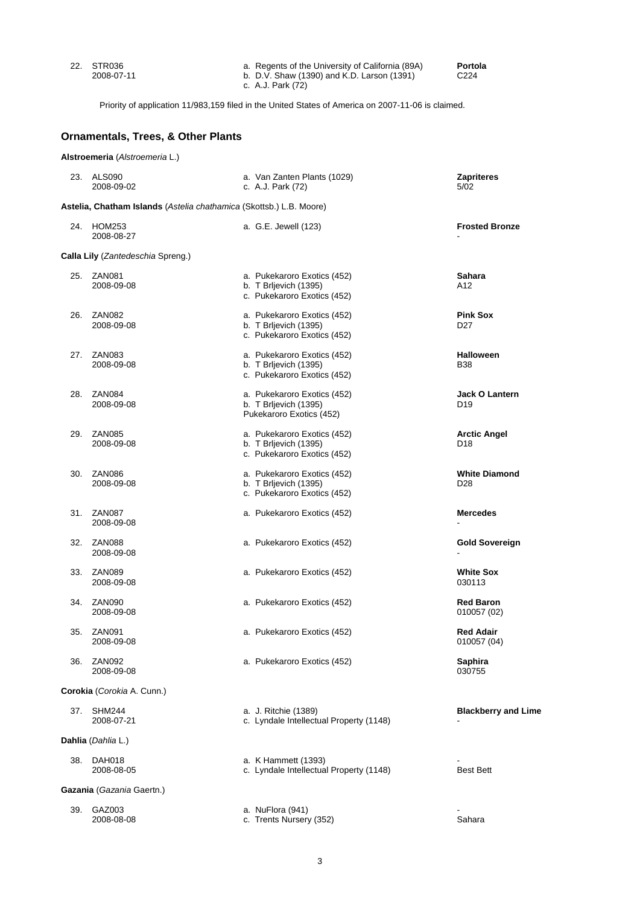| | | | |
|---|---|---|---|
| 22. | STR036<br>2008-07-11 | a. Regents of the University of California (89A)<br>b. D.V. Shaw (1390) and K.D. Larson (1391)<br>c. A.J. Park (72) | **Portola**<br>C224 |

Priority of application 11/983,159 filed in the United States of America on 2007-11-06 is claimed.

## Ornamentals, Trees, & Other Plants

**Alstroemeria** (*Alstroemeria* L.)

| | | | |
|---|---|---|---|
| 23. | ALS090<br>2008-09-02 | a. Van Zanten Plants (1029)<br>c. A.J. Park (72) | **Zapriteres**<br>5/02 |

**Astelia, Chatham Islands** (*Astelia chathamica* (Skottsb.) L.B. Moore)

| | | | |
|---|---|---|---|
| 24. | HOM253<br>2008-08-27 | a. G.E. Jewell (123) | **Frosted Bronze**<br>- |

**Calla Lily** (*Zantedeschia* Spreng.)

| | | | |
|---|---|---|---|
| 25. | ZAN081<br>2008-09-08 | a. Pukekaroro Exotics (452)<br>b. T Brljevich (1395)<br>c. Pukekaroro Exotics (452) | **Sahara**<br>A12 |
| 26. | ZAN082<br>2008-09-08 | a. Pukekaroro Exotics (452)<br>b. T Brljevich (1395)<br>c. Pukekaroro Exotics (452) | **Pink Sox**<br>D27 |
| 27. | ZAN083<br>2008-09-08 | a. Pukekaroro Exotics (452)<br>b. T Brljevich (1395)<br>c. Pukekaroro Exotics (452) | **Halloween**<br>B38 |
| 28. | ZAN084<br>2008-09-08 | a. Pukekaroro Exotics (452)<br>b. T Brljevich (1395)<br>Pukekaroro Exotics (452) | **Jack O Lantern**<br>D19 |
| 29. | ZAN085<br>2008-09-08 | a. Pukekaroro Exotics (452)<br>b. T Brljevich (1395)<br>c. Pukekaroro Exotics (452) | **Arctic Angel**<br>D18 |
| 30. | ZAN086<br>2008-09-08 | a. Pukekaroro Exotics (452)<br>b. T Brljevich (1395)<br>c. Pukekaroro Exotics (452) | **White Diamond**<br>D28 |
| 31. | ZAN087<br>2008-09-08 | a. Pukekaroro Exotics (452) | **Mercedes**<br>- |
| 32. | ZAN088<br>2008-09-08 | a. Pukekaroro Exotics (452) | **Gold Sovereign**<br>- |
| 33. | ZAN089<br>2008-09-08 | a. Pukekaroro Exotics (452) | **White Sox**<br>030113 |
| 34. | ZAN090<br>2008-09-08 | a. Pukekaroro Exotics (452) | **Red Baron**<br>010057 (02) |
| 35. | ZAN091<br>2008-09-08 | a. Pukekaroro Exotics (452) | **Red Adair**<br>010057 (04) |
| 36. | ZAN092<br>2008-09-08 | a. Pukekaroro Exotics (452) | **Saphira**<br>030755 |

**Corokia** (*Corokia* A. Cunn.)

| | | | |
|---|---|---|---|
| 37. | SHM244<br>2008-07-21 | a. J. Ritchie (1389)<br>c. Lyndale Intellectual Property (1148) | **Blackberry and Lime**<br>- |

**Dahlia** (*Dahlia* L.)

| | | | |
|---|---|---|---|
| 38. | DAH018<br>2008-08-05 | a. K Hammett (1393)<br>c. Lyndale Intellectual Property (1148) | -<br>Best Bett |

**Gazania** (*Gazania* Gaertn.)

| | | | |
|---|---|---|---|
| 39. | GAZ003<br>2008-08-08 | a. NuFlora (941)<br>c. Trents Nursery (352) | -<br>Sahara |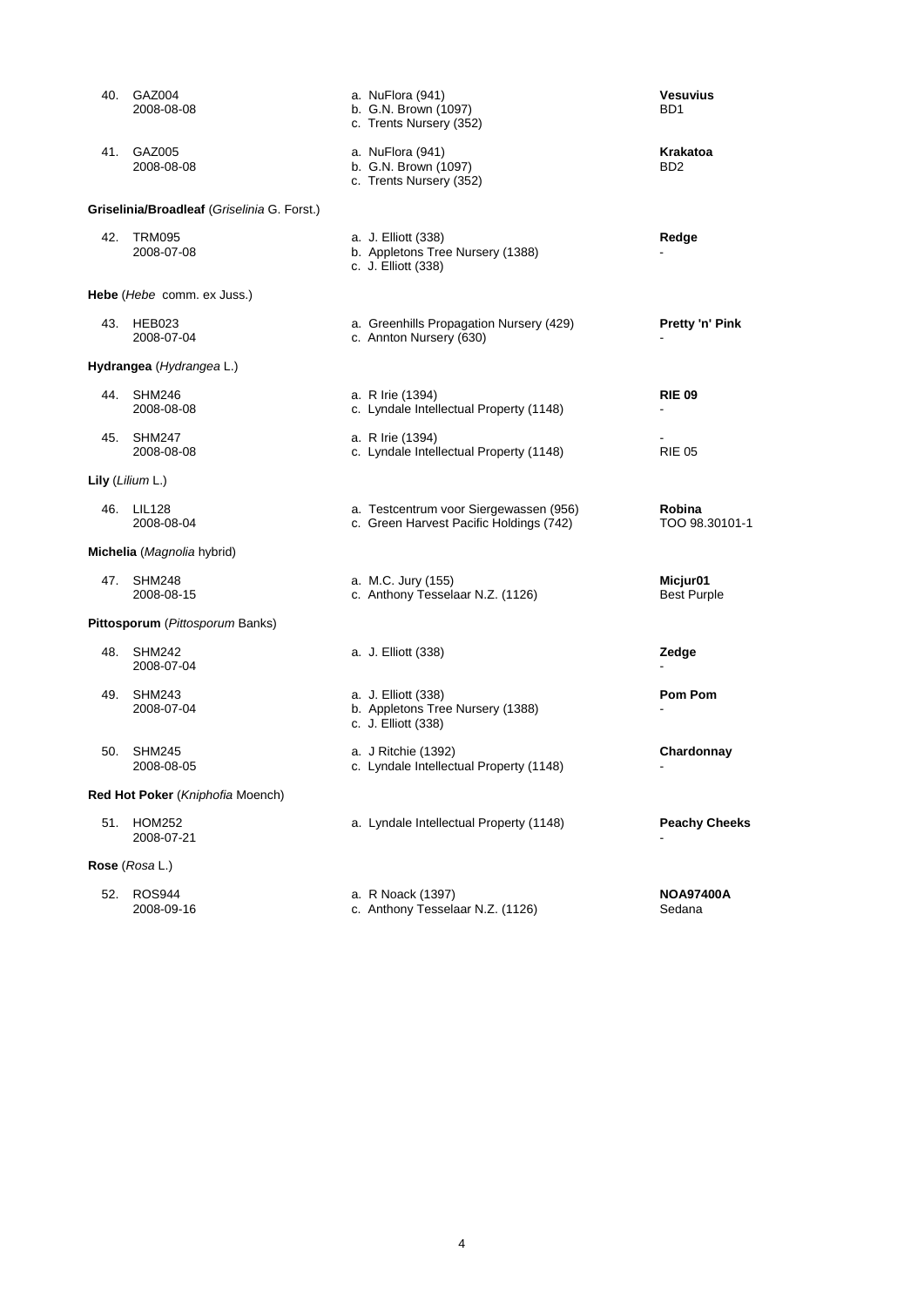40. GAZ004
    2008-08-08
    a. NuFlora (941)
    b. G.N. Brown (1097)
    c. Trents Nursery (352)
    **Vesuvius**
    BD1

41. GAZ005
    2008-08-08
    a. NuFlora (941)
    b. G.N. Brown (1097)
    c. Trents Nursery (352)
    **Krakatoa**
    BD2

**Griselinia/Broadleaf** (*Griselinia* G. Forst.)

42. TRM095
    2008-07-08
    a. J. Elliott (338)
    b. Appletons Tree Nursery (1388)
    c. J. Elliott (338)
    **Redge**
    -

**Hebe** (*Hebe* comm. ex Juss.)

43. HEB023
    2008-07-04
    a. Greenhills Propagation Nursery (429)
    c. Annton Nursery (630)
    **Pretty 'n' Pink**
    -

**Hydrangea** (*Hydrangea* L.)

44. SHM246
    2008-08-08
    a. R Irie (1394)
    c. Lyndale Intellectual Property (1148)
    **RIE 09**
    -

45. SHM247
    2008-08-08
    a. R Irie (1394)
    c. Lyndale Intellectual Property (1148)
    -
    RIE 05

**Lily** (*Lilium* L.)

46. LIL128
    2008-08-04
    a. Testcentrum voor Siergewassen (956)
    c. Green Harvest Pacific Holdings (742)
    **Robina**
    TOO 98.30101-1

**Michelia** (*Magnolia* hybrid)

47. SHM248
    2008-08-15
    a. M.C. Jury (155)
    c. Anthony Tesselaar N.Z. (1126)
    **Micjur01**
    Best Purple

**Pittosporum** (*Pittosporum* Banks)

48. SHM242
    2008-07-04
    a. J. Elliott (338)
    **Zedge**
    -

49. SHM243
    2008-07-04
    a. J. Elliott (338)
    b. Appletons Tree Nursery (1388)
    c. J. Elliott (338)
    **Pom Pom**
    -

50. SHM245
    2008-08-05
    a. J Ritchie (1392)
    c. Lyndale Intellectual Property (1148)
    **Chardonnay**
    -

**Red Hot Poker** (*Kniphofia* Moench)

51. HOM252
    2008-07-21
    a. Lyndale Intellectual Property (1148)
    **Peachy Cheeks**
    -

**Rose** (*Rosa* L.)

52. ROS944
    2008-09-16
    a. R Noack (1397)
    c. Anthony Tesselaar N.Z. (1126)
    **NOA97400A**
    Sedana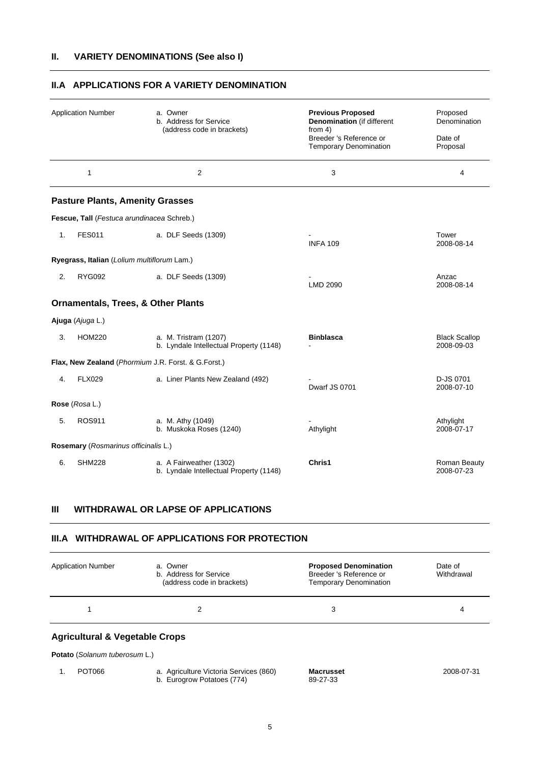## II. VARIETY DENOMINATIONS (See also I)

### II.A APPLICATIONS FOR A VARIETY DENOMINATION

| Application Number | a. Owner<br>b. Address for Service<br>(address code in brackets) | **Previous Proposed Denomination** (if different from 4)<br>Breeder 's Reference or Temporary Denomination | Proposed Denomination<br>Date of Proposal |
|---|---|---|---|
| 1 | 2 | 3 | 4 |
| **Pasture Plants, Amenity Grasses** | | | |
| **Fescue, Tall** (*Festuca arundinacea* Schreb.) | | | |
| 1. FES011 | a. DLF Seeds (1309) | -<br>INFA 109 | Tower<br>2008-08-14 |
| **Ryegrass, Italian** (*Lolium multiflorum* Lam.) | | | |
| 2. RYG092 | a. DLF Seeds (1309) | -<br>LMD 2090 | Anzac<br>2008-08-14 |
| **Ornamentals, Trees, & Other Plants** | | | |
| **Ajuga** (*Ajuga* L.) | | | |
| 3. HOM220 | a. M. Tristram (1207)<br>b. Lyndale Intellectual Property (1148) | **Binblasca**<br>- | Black Scallop<br>2008-09-03 |
| **Flax, New Zealand** (*Phormium* J.R. Forst. & G.Forst.) | | | |
| 4. FLX029 | a. Liner Plants New Zealand (492) | -<br>Dwarf JS 0701 | D-JS 0701<br>2008-07-10 |
| **Rose** (*Rosa* L.) | | | |
| 5. ROS911 | a. M. Athy (1049)<br>b. Muskoka Roses (1240) | -<br>Athylight | Athylight<br>2008-07-17 |
| **Rosemary** (*Rosmarinus officinalis* L.) | | | |
| 6. SHM228 | a. A Fairweather (1302)<br>b. Lyndale Intellectual Property (1148) | **Chris1** | Roman Beauty<br>2008-07-23 |

## III WITHDRAWAL OR LAPSE OF APPLICATIONS

### III.A WITHDRAWAL OF APPLICATIONS FOR PROTECTION

| Application Number | a. Owner<br>b. Address for Service<br>(address code in brackets) | **Proposed Denomination**<br>Breeder 's Reference or Temporary Denomination | Date of Withdrawal |
|---|---|---|---|
| 1 | 2 | 3 | 4 |
| **Agricultural & Vegetable Crops** | | | |
| **Potato** (*Solanum tuberosum* L.) | | | |
| 1. POT066 | a. Agriculture Victoria Services (860)<br>b. Eurogrow Potatoes (774) | **Macrusset**<br>89-27-33 | 2008-07-31 |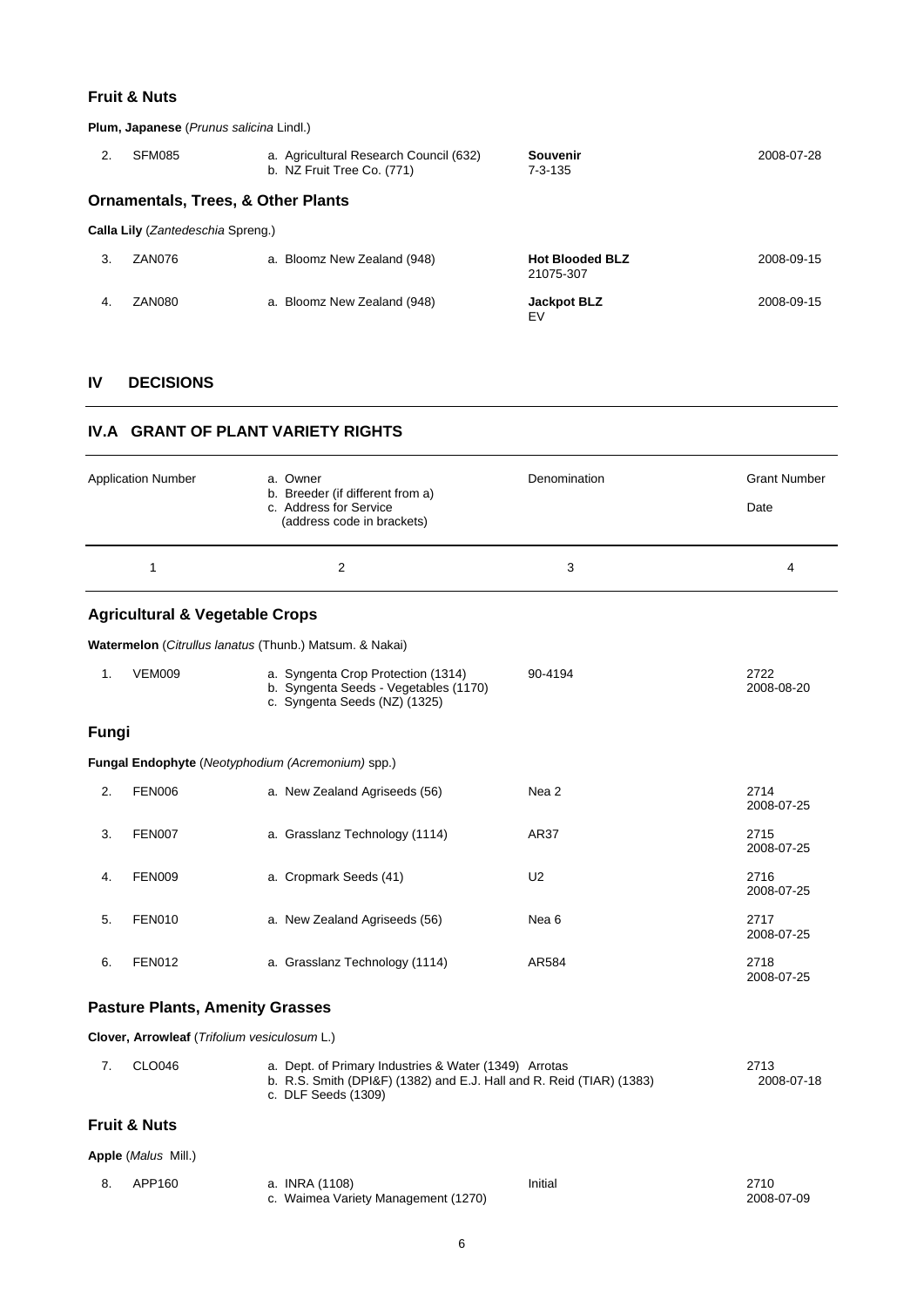### Fruit & Nuts

**Plum, Japanese** (*Prunus salicina* Lindl.)

| | | | | |
|---|---|---|---|---|
| 2. | SFM085 | a. Agricultural Research Council (632)<br>b. NZ Fruit Tree Co. (771) | **Souvenir**<br>7-3-135 | 2008-07-28 |

### Ornamentals, Trees, & Other Plants

**Calla Lily** (*Zantedeschia* Spreng.)

| | | | | |
|---|---|---|---|---|
| 3. | ZAN076 | a. Bloomz New Zealand (948) | **Hot Blooded BLZ**<br>21075-307 | 2008-09-15 |
| 4. | ZAN080 | a. Bloomz New Zealand (948) | **Jackpot BLZ**<br>EV | 2008-09-15 |

## IV DECISIONS

## IV.A GRANT OF PLANT VARIETY RIGHTS

| Application Number | a. Owner<br>b. Breeder (if different from a)<br>c. Address for Service<br>(address code in brackets) | Denomination | Grant Number<br>Date |
|---|---|---|---|
| 1 | 2 | 3 | 4 |

### Agricultural & Vegetable Crops

**Watermelon** (*Citrullus lanatus* (Thunb.) Matsum. & Nakai)

| | | | | |
|---|---|---|---|---|
| 1. | VEM009 | a. Syngenta Crop Protection (1314)<br>b. Syngenta Seeds - Vegetables (1170)<br>c. Syngenta Seeds (NZ) (1325) | 90-4194 | 2722<br>2008-08-20 |

### Fungi

**Fungal Endophyte** (*Neotyphodium (Acremonium)* spp.)

| | | | | |
|---|---|---|---|---|
| 2. | FEN006 | a. New Zealand Agriseeds (56) | Nea 2 | 2714<br>2008-07-25 |
| 3. | FEN007 | a. Grasslanz Technology (1114) | AR37 | 2715<br>2008-07-25 |
| 4. | FEN009 | a. Cropmark Seeds (41) | U2 | 2716<br>2008-07-25 |
| 5. | FEN010 | a. New Zealand Agriseeds (56) | Nea 6 | 2717<br>2008-07-25 |
| 6. | FEN012 | a. Grasslanz Technology (1114) | AR584 | 2718<br>2008-07-25 |

### Pasture Plants, Amenity Grasses

**Clover, Arrowleaf** (*Trifolium vesiculosum* L.)

| | | | | |
|---|---|---|---|---|
| 7. | CLO046 | a. Dept. of Primary Industries & Water (1349)<br>b. R.S. Smith (DPI&F) (1382) and E.J. Hall and R. Reid (TIAR) (1383)<br>c. DLF Seeds (1309) | Arrotas | 2713<br>2008-07-18 |

### Fruit & Nuts

**Apple** (*Malus* Mill.)

| | | | | |
|---|---|---|---|---|
| 8. | APP160 | a. INRA (1108)<br>c. Waimea Variety Management (1270) | Initial | 2710<br>2008-07-09 |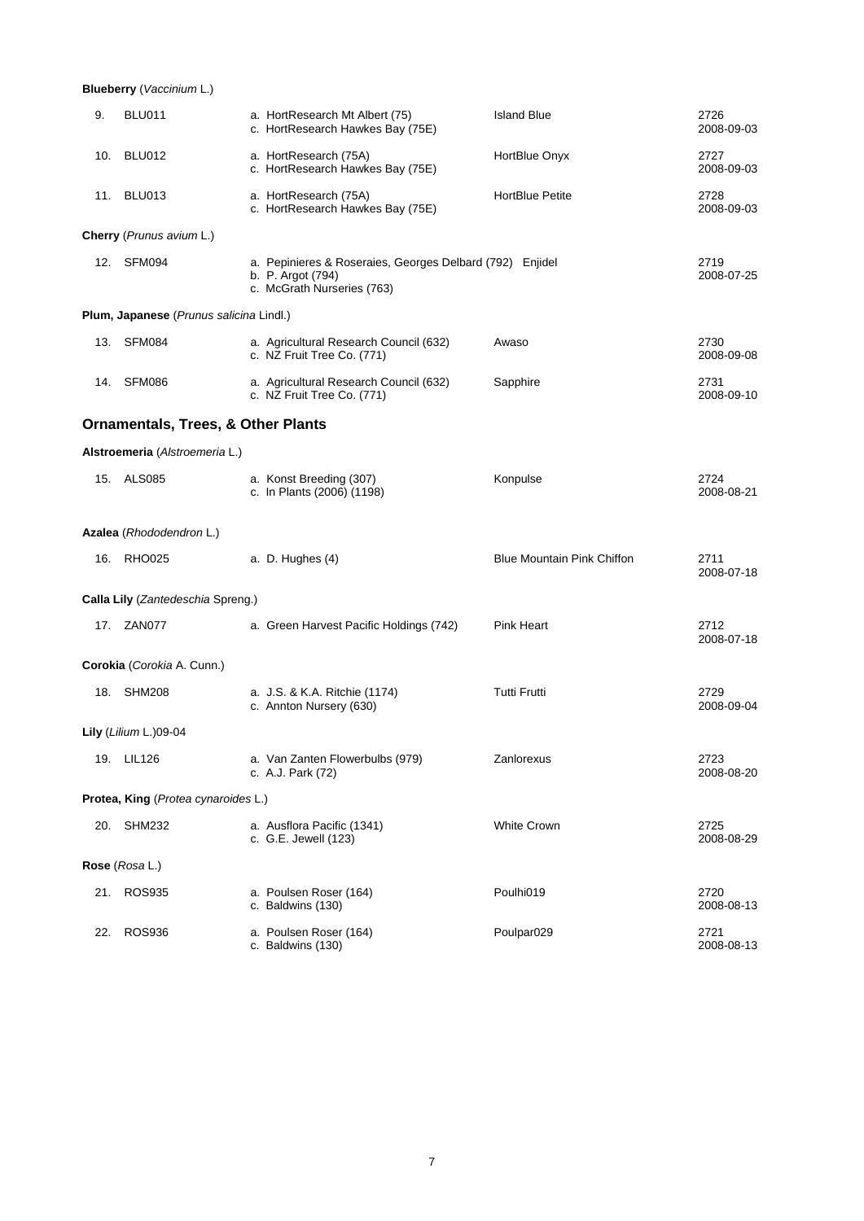**Blueberry** (*Vaccinium* L.)

| | | | | |
|---|---|---|---|---|
| 9. | BLU011 | a. HortResearch Mt Albert (75)<br>c. HortResearch Hawkes Bay (75E) | Island Blue | 2726<br>2008-09-03 |
| 10. | BLU012 | a. HortResearch (75A)<br>c. HortResearch Hawkes Bay (75E) | HortBlue Onyx | 2727<br>2008-09-03 |
| 11. | BLU013 | a. HortResearch (75A)<br>c. HortResearch Hawkes Bay (75E) | HortBlue Petite | 2728<br>2008-09-03 |

**Cherry** (*Prunus avium* L.)

| | | | | |
|---|---|---|---|---|
| 12. | SFM094 | a. Pepinieres & Roseraies, Georges Delbard (792)<br>b. P. Argot (794)<br>c. McGrath Nurseries (763) | Enjidel | 2719<br>2008-07-25 |

**Plum, Japanese** (*Prunus salicina* Lindl.)

| | | | | |
|---|---|---|---|---|
| 13. | SFM084 | a. Agricultural Research Council (632)<br>c. NZ Fruit Tree Co. (771) | Awaso | 2730<br>2008-09-08 |
| 14. | SFM086 | a. Agricultural Research Council (632)<br>c. NZ Fruit Tree Co. (771) | Sapphire | 2731<br>2008-09-10 |

## Ornamentals, Trees, & Other Plants

**Alstroemeria** (*Alstroemeria* L.)

| | | | | |
|---|---|---|---|---|
| 15. | ALS085 | a. Konst Breeding (307)<br>c. In Plants (2006) (1198) | Konpulse | 2724<br>2008-08-21 |

**Azalea** (*Rhododendron* L.)

| | | | | |
|---|---|---|---|---|
| 16. | RHO025 | a. D. Hughes (4) | Blue Mountain Pink Chiffon | 2711<br>2008-07-18 |

**Calla Lily** (*Zantedeschia* Spreng.)

| | | | | |
|---|---|---|---|---|
| 17. | ZAN077 | a. Green Harvest Pacific Holdings (742) | Pink Heart | 2712<br>2008-07-18 |

**Corokia** (*Corokia* A. Cunn.)

| | | | | |
|---|---|---|---|---|
| 18. | SHM208 | a. J.S. & K.A. Ritchie (1174)<br>c. Annton Nursery (630) | Tutti Frutti | 2729<br>2008-09-04 |

**Lily** (*Lilium* L.)09-04

| | | | | |
|---|---|---|---|---|
| 19. | LIL126 | a. Van Zanten Flowerbulbs (979)<br>c. A.J. Park (72) | Zanlorexus | 2723<br>2008-08-20 |

**Protea, King** (*Protea cynaroides* L.)

| | | | | |
|---|---|---|---|---|
| 20. | SHM232 | a. Ausflora Pacific (1341)<br>c. G.E. Jewell (123) | White Crown | 2725<br>2008-08-29 |

**Rose** (*Rosa* L.)

| | | | | |
|---|---|---|---|---|
| 21. | ROS935 | a. Poulsen Roser (164)<br>c. Baldwins (130) | Poulhi019 | 2720<br>2008-08-13 |
| 22. | ROS936 | a. Poulsen Roser (164)<br>c. Baldwins (130) | Poulpar029 | 2721<br>2008-08-13 |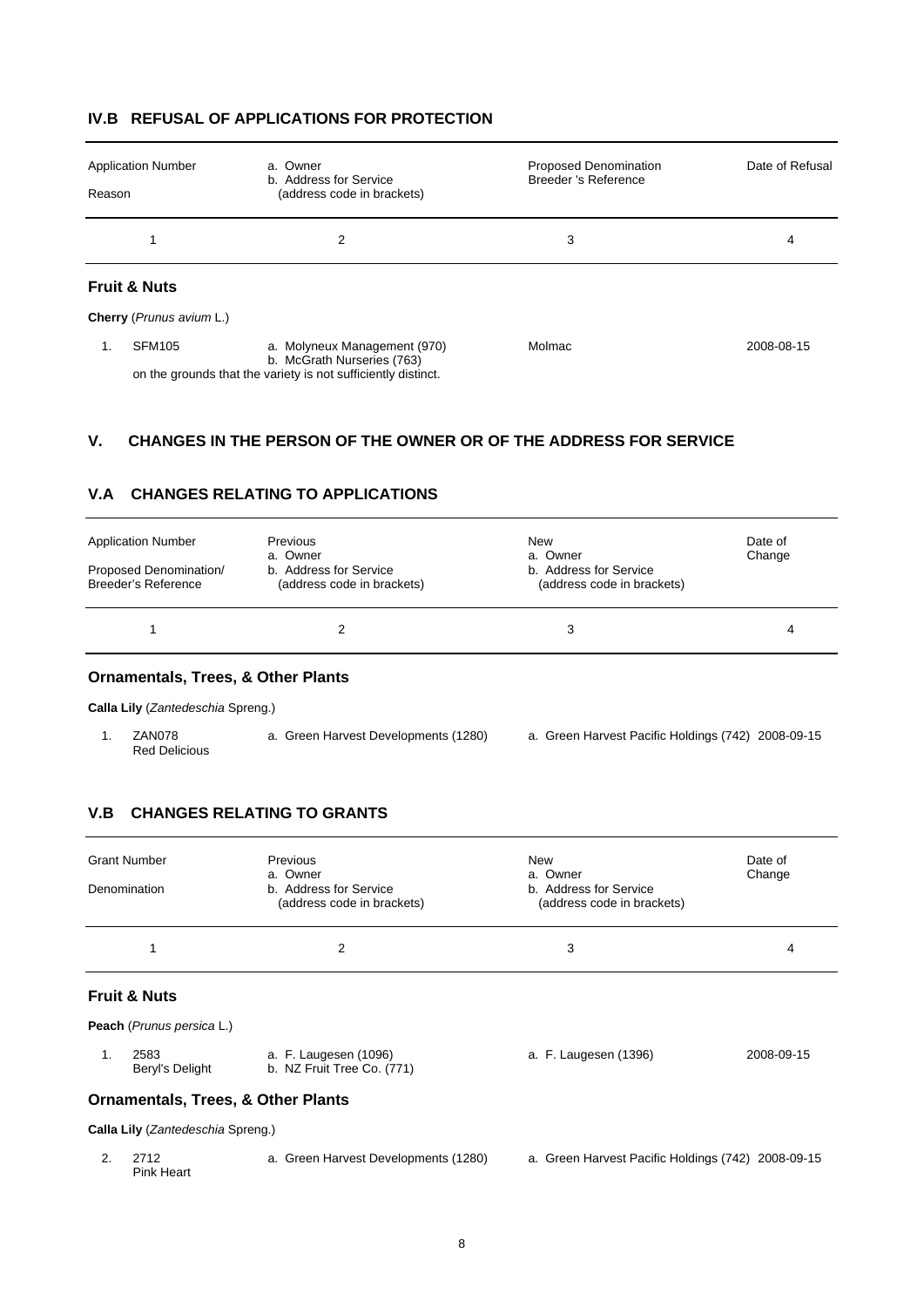## IV.B REFUSAL OF APPLICATIONS FOR PROTECTION

| Application Number<br>Reason | a. Owner<br>b. Address for Service<br>(address code in brackets) | Proposed Denomination<br>Breeder 's Reference | Date of Refusal |
|---|---|---|---|
| 1 | 2 | 3 | 4 |

### Fruit & Nuts

**Cherry** (*Prunus avium* L.)

| | | | |
|---|---|---|---|
| 1. SFM105 | a. Molyneux Management (970)<br>b. McGrath Nurseries (763) | Molmac | 2008-08-15 |

on the grounds that the variety is not sufficiently distinct.

## V. CHANGES IN THE PERSON OF THE OWNER OR OF THE ADDRESS FOR SERVICE

## V.A CHANGES RELATING TO APPLICATIONS

| Application Number<br>Proposed Denomination/<br>Breeder's Reference | Previous<br>a. Owner<br>b. Address for Service<br>(address code in brackets) | New<br>a. Owner<br>b. Address for Service<br>(address code in brackets) | Date of Change |
|---|---|---|---|
| 1 | 2 | 3 | 4 |

### Ornamentals, Trees, & Other Plants

**Calla Lily** (*Zantedeschia* Spreng.)

| | | | |
|---|---|---|---|
| 1. ZAN078<br>Red Delicious | a. Green Harvest Developments (1280) | a. Green Harvest Pacific Holdings (742) | 2008-09-15 |

## V.B CHANGES RELATING TO GRANTS

| Grant Number<br>Denomination | Previous<br>a. Owner<br>b. Address for Service<br>(address code in brackets) | New<br>a. Owner<br>b. Address for Service<br>(address code in brackets) | Date of Change |
|---|---|---|---|
| 1 | 2 | 3 | 4 |

### Fruit & Nuts

**Peach** (*Prunus persica* L.)

| | | | |
|---|---|---|---|
| 1. 2583<br>Beryl's Delight | a. F. Laugesen (1096)<br>b. NZ Fruit Tree Co. (771) | a. F. Laugesen (1396) | 2008-09-15 |

### Ornamentals, Trees, & Other Plants

**Calla Lily** (*Zantedeschia* Spreng.)

| | | | |
|---|---|---|---|
| 2. 2712<br>Pink Heart | a. Green Harvest Developments (1280) | a. Green Harvest Pacific Holdings (742) | 2008-09-15 |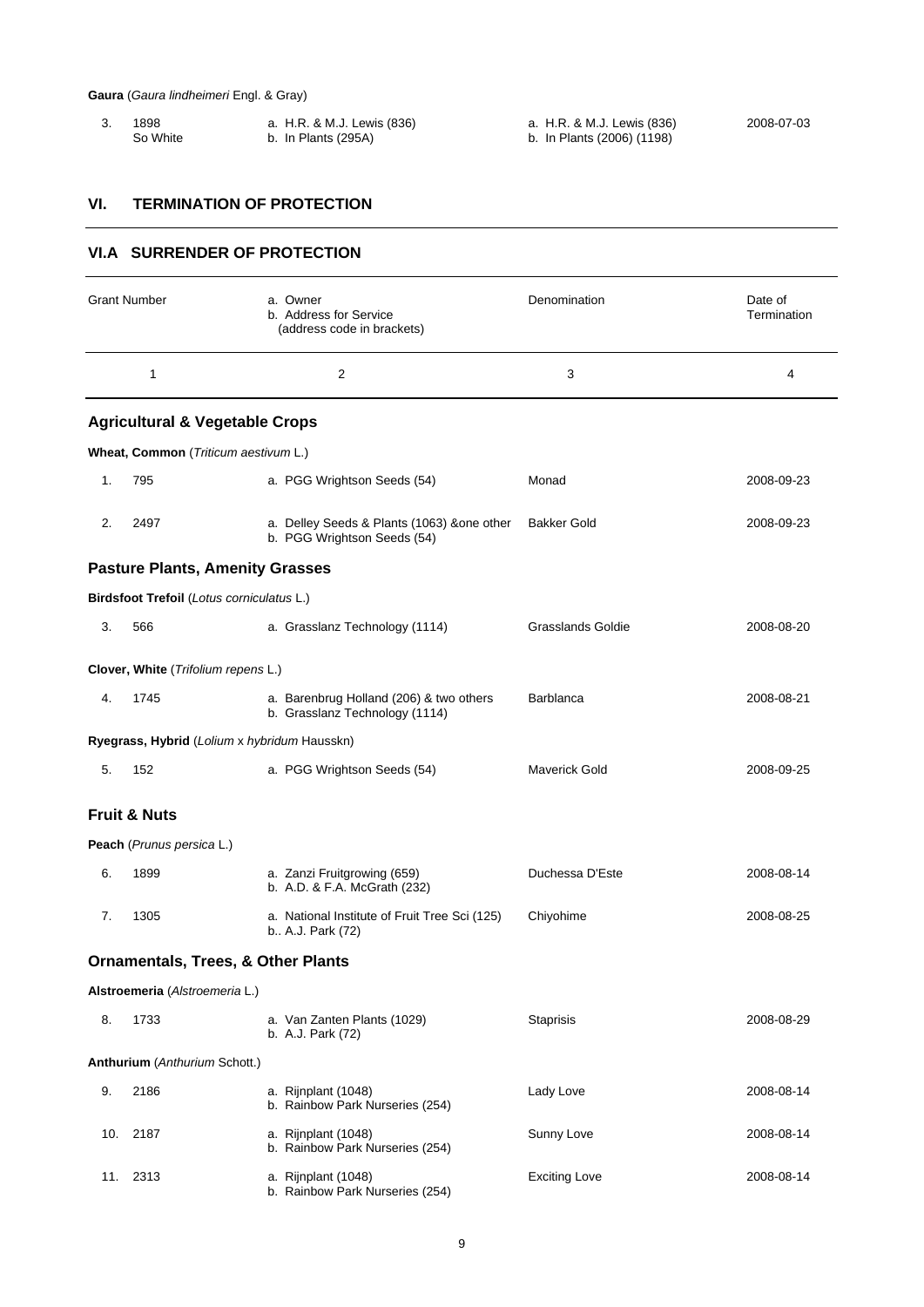**Gaura** (*Gaura lindheimeri* Engl. & Gray)

| | | | | |
|---|---|---|---|---|
| 3. | 1898<br>So White | a. H.R. & M.J. Lewis (836)<br>b. In Plants (295A) | a. H.R. & M.J. Lewis (836)<br>b. In Plants (2006) (1198) | 2008-07-03 |

## VI. TERMINATION OF PROTECTION

### VI.A SURRENDER OF PROTECTION

| | Grant Number | a. Owner<br>b. Address for Service<br>(address code in brackets) | Denomination | Date of Termination |
|---|---|---|---|---|
| | 1 | 2 | 3 | 4 |
| | **Agricultural & Vegetable Crops** | | | |
| | **Wheat, Common** (*Triticum aestivum* L.) | | | |
| 1. | 795 | a. PGG Wrightson Seeds (54) | Monad | 2008-09-23 |
| 2. | 2497 | a. Delley Seeds & Plants (1063) &one other<br>b. PGG Wrightson Seeds (54) | Bakker Gold | 2008-09-23 |
| | **Pasture Plants, Amenity Grasses** | | | |
| | **Birdsfoot Trefoil** (*Lotus corniculatus* L.) | | | |
| 3. | 566 | a. Grasslanz Technology (1114) | Grasslands Goldie | 2008-08-20 |
| | **Clover, White** (*Trifolium repens* L.) | | | |
| 4. | 1745 | a. Barenbrug Holland (206) & two others<br>b. Grasslanz Technology (1114) | Barblanca | 2008-08-21 |
| | **Ryegrass, Hybrid** (*Lolium* x *hybridum* Hausskn) | | | |
| 5. | 152 | a. PGG Wrightson Seeds (54) | Maverick Gold | 2008-09-25 |
| | **Fruit & Nuts** | | | |
| | **Peach** (*Prunus persica* L.) | | | |
| 6. | 1899 | a. Zanzi Fruitgrowing (659)<br>b. A.D. & F.A. McGrath (232) | Duchessa D'Este | 2008-08-14 |
| 7. | 1305 | a. National Institute of Fruit Tree Sci (125)<br>b.. A.J. Park (72) | Chiyohime | 2008-08-25 |
| | **Ornamentals, Trees, & Other Plants** | | | |
| | **Alstroemeria** (*Alstroemeria* L.) | | | |
| 8. | 1733 | a. Van Zanten Plants (1029)<br>b. A.J. Park (72) | Staprisis | 2008-08-29 |
| | **Anthurium** (*Anthurium* Schott.) | | | |
| 9. | 2186 | a. Rijnplant (1048)<br>b. Rainbow Park Nurseries (254) | Lady Love | 2008-08-14 |
| 10. | 2187 | a. Rijnplant (1048)<br>b. Rainbow Park Nurseries (254) | Sunny Love | 2008-08-14 |
| 11. | 2313 | a. Rijnplant (1048)<br>b. Rainbow Park Nurseries (254) | Exciting Love | 2008-08-14 |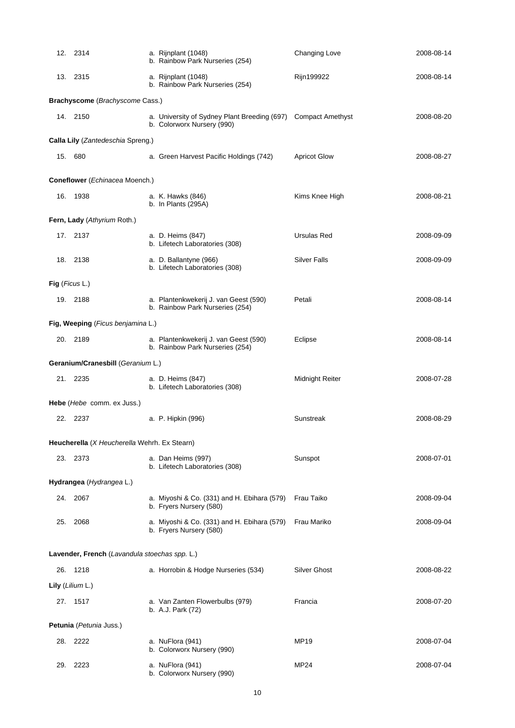| No. | Application No. | Applicant / Agent | Variety name | Date |
|---|---|---|---|---|
| 12. | 2314 | a. Rijnplant (1048)<br>b. Rainbow Park Nurseries (254) | Changing Love | 2008-08-14 |
| 13. | 2315 | a. Rijnplant (1048)<br>b. Rainbow Park Nurseries (254) | Rijn199922 | 2008-08-14 |
| **Brachyscome** (*Brachyscome* Cass.) | | | | |
| 14. | 2150 | a. University of Sydney Plant Breeding (697)<br>b. Colorworx Nursery (990) | Compact Amethyst | 2008-08-20 |
| **Calla Lily** (*Zantedeschia* Spreng.) | | | | |
| 15. | 680 | a. Green Harvest Pacific Holdings (742) | Apricot Glow | 2008-08-27 |
| **Coneflower** (*Echinacea* Moench.) | | | | |
| 16. | 1938 | a. K. Hawks (846)<br>b. In Plants (295A) | Kims Knee High | 2008-08-21 |
| **Fern, Lady** (*Athyrium* Roth.) | | | | |
| 17. | 2137 | a. D. Heims (847)<br>b. Lifetech Laboratories (308) | Ursulas Red | 2008-09-09 |
| 18. | 2138 | a. D. Ballantyne (966)<br>b. Lifetech Laboratories (308) | Silver Falls | 2008-09-09 |
| **Fig** (*Ficus* L.) | | | | |
| 19. | 2188 | a. Plantenkwekerij J. van Geest (590)<br>b. Rainbow Park Nurseries (254) | Petali | 2008-08-14 |
| **Fig, Weeping** (*Ficus benjamina* L.) | | | | |
| 20. | 2189 | a. Plantenkwekerij J. van Geest (590)<br>b. Rainbow Park Nurseries (254) | Eclipse | 2008-08-14 |
| **Geranium/Cranesbill** (*Geranium* L.) | | | | |
| 21. | 2235 | a. D. Heims (847)<br>b. Lifetech Laboratories (308) | Midnight Reiter | 2008-07-28 |
| **Hebe** (*Hebe* comm. ex Juss.) | | | | |
| 22. | 2237 | a. P. Hipkin (996) | Sunstreak | 2008-08-29 |
| **Heucherella** (*X Heucherella* Wehrh. Ex Stearn) | | | | |
| 23. | 2373 | a. Dan Heims (997)<br>b. Lifetech Laboratories (308) | Sunspot | 2008-07-01 |
| **Hydrangea** (*Hydrangea* L.) | | | | |
| 24. | 2067 | a. Miyoshi & Co. (331) and H. Ebihara (579)<br>b. Fryers Nursery (580) | Frau Taiko | 2008-09-04 |
| 25. | 2068 | a. Miyoshi & Co. (331) and H. Ebihara (579)<br>b. Fryers Nursery (580) | Frau Mariko | 2008-09-04 |
| **Lavender, French** (*Lavandula stoechas spp.* L.) | | | | |
| 26. | 1218 | a. Horrobin & Hodge Nurseries (534) | Silver Ghost | 2008-08-22 |
| **Lily** (*Lilium* L.) | | | | |
| 27. | 1517 | a. Van Zanten Flowerbulbs (979)<br>b. A.J. Park (72) | Francia | 2008-07-20 |
| **Petunia** (*Petunia* Juss.) | | | | |
| 28. | 2222 | a. NuFlora (941)<br>b. Colorworx Nursery (990) | MP19 | 2008-07-04 |
| 29. | 2223 | a. NuFlora (941)<br>b. Colorworx Nursery (990) | MP24 | 2008-07-04 |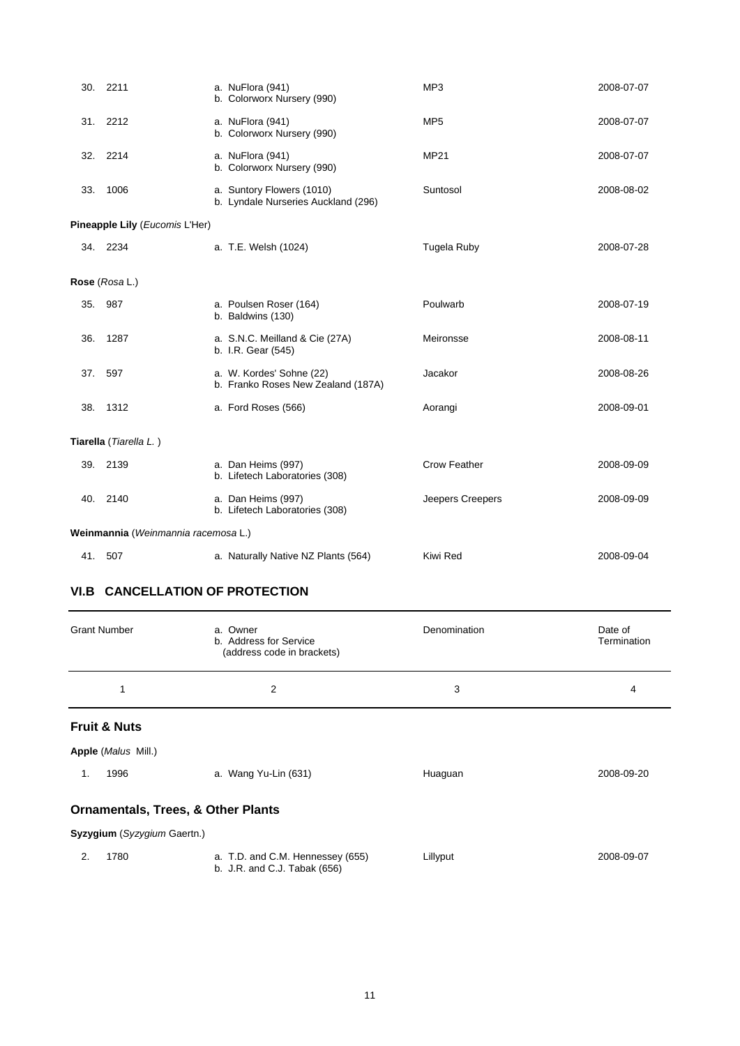| | Grant Number | a. Owner b. Address for Service | Denomination | Date |
|---|---|---|---|---|
| 30. | 2211 | a. NuFlora (941) b. Colorworx Nursery (990) | MP3 | 2008-07-07 |
| 31. | 2212 | a. NuFlora (941) b. Colorworx Nursery (990) | MP5 | 2008-07-07 |
| 32. | 2214 | a. NuFlora (941) b. Colorworx Nursery (990) | MP21 | 2008-07-07 |
| 33. | 1006 | a. Suntory Flowers (1010) b. Lyndale Nurseries Auckland (296) | Suntosol | 2008-08-02 |

**Pineapple Lily** (*Eucomis* L'Her)

| | Grant Number | a. Owner b. Address for Service | Denomination | Date |
|---|---|---|---|---|
| 34. | 2234 | a. T.E. Welsh (1024) | Tugela Ruby | 2008-07-28 |

**Rose** (*Rosa* L.)

| | Grant Number | a. Owner b. Address for Service | Denomination | Date |
|---|---|---|---|---|
| 35. | 987 | a. Poulsen Roser (164) b. Baldwins (130) | Poulwarb | 2008-07-19 |
| 36. | 1287 | a. S.N.C. Meilland & Cie (27A) b. I.R. Gear (545) | Meironsse | 2008-08-11 |
| 37. | 597 | a. W. Kordes' Sohne (22) b. Franko Roses New Zealand (187A) | Jacakor | 2008-08-26 |
| 38. | 1312 | a. Ford Roses (566) | Aorangi | 2008-09-01 |

**Tiarella** (*Tiarella L.* )

| | Grant Number | a. Owner b. Address for Service | Denomination | Date |
|---|---|---|---|---|
| 39. | 2139 | a. Dan Heims (997) b. Lifetech Laboratories (308) | Crow Feather | 2008-09-09 |
| 40. | 2140 | a. Dan Heims (997) b. Lifetech Laboratories (308) | Jeepers Creepers | 2008-09-09 |

**Weinmannia** (*Weinmannia racemosa* L.)

| | Grant Number | a. Owner b. Address for Service | Denomination | Date |
|---|---|---|---|---|
| 41. | 507 | a. Naturally Native NZ Plants (564) | Kiwi Red | 2008-09-04 |

## VI.B CANCELLATION OF PROTECTION

| | Grant Number | a. Owner b. Address for Service (address code in brackets) | Denomination | Date of Termination |
|---|---|---|---|---|
| | 1 | 2 | 3 | 4 |

### Fruit & Nuts

**Apple** (*Malus* Mill.)

| | Grant Number | a. Owner b. Address for Service | Denomination | Date of Termination |
|---|---|---|---|---|
| 1. | 1996 | a. Wang Yu-Lin (631) | Huaguan | 2008-09-20 |

### Ornamentals, Trees, & Other Plants

**Syzygium** (*Syzygium* Gaertn.)

| | Grant Number | a. Owner b. Address for Service | Denomination | Date of Termination |
|---|---|---|---|---|
| 2. | 1780 | a. T.D. and C.M. Hennessey (655) b. J.R. and C.J. Tabak (656) | Lillyput | 2008-09-07 |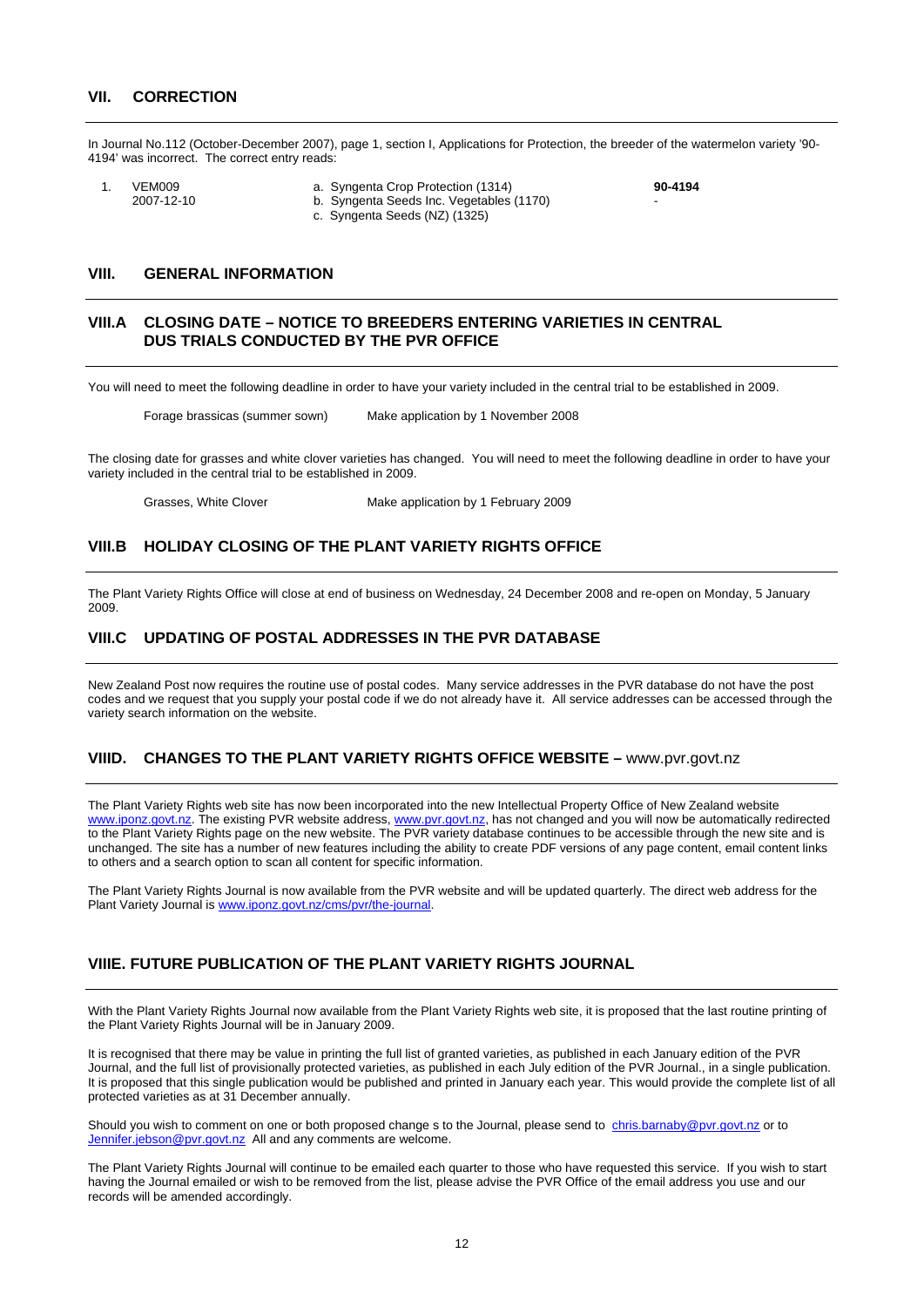## VII. CORRECTION

In Journal No.112 (October-December 2007), page 1, section I, Applications for Protection, the breeder of the watermelon variety '90-4194' was incorrect. The correct entry reads:

| | | | |
|---|---|---|---|
| 1. | VEM009<br>2007-12-10 | a. Syngenta Crop Protection (1314)<br>b. Syngenta Seeds Inc. Vegetables (1170)<br>c. Syngenta Seeds (NZ) (1325) | **90-4194**<br>- |

## VIII. GENERAL INFORMATION

### VIII.A CLOSING DATE – NOTICE TO BREEDERS ENTERING VARIETIES IN CENTRAL DUS TRIALS CONDUCTED BY THE PVR OFFICE

You will need to meet the following deadline in order to have your variety included in the central trial to be established in 2009.

Forage brassicas (summer sown) Make application by 1 November 2008

The closing date for grasses and white clover varieties has changed. You will need to meet the following deadline in order to have your variety included in the central trial to be established in 2009.

Grasses, White Clover Make application by 1 February 2009

### VIII.B HOLIDAY CLOSING OF THE PLANT VARIETY RIGHTS OFFICE

The Plant Variety Rights Office will close at end of business on Wednesday, 24 December 2008 and re-open on Monday, 5 January 2009.

### VIII.C UPDATING OF POSTAL ADDRESSES IN THE PVR DATABASE

New Zealand Post now requires the routine use of postal codes. Many service addresses in the PVR database do not have the post codes and we request that you supply your postal code if we do not already have it. All service addresses can be accessed through the variety search information on the website.

### VIIID. CHANGES TO THE PLANT VARIETY RIGHTS OFFICE WEBSITE – www.pvr.govt.nz

The Plant Variety Rights web site has now been incorporated into the new Intellectual Property Office of New Zealand website www.iponz.govt.nz. The existing PVR website address, www.pvr.govt.nz, has not changed and you will now be automatically redirected to the Plant Variety Rights page on the new website. The PVR variety database continues to be accessible through the new site and is unchanged. The site has a number of new features including the ability to create PDF versions of any page content, email content links to others and a search option to scan all content for specific information.

The Plant Variety Rights Journal is now available from the PVR website and will be updated quarterly. The direct web address for the Plant Variety Journal is www.iponz.govt.nz/cms/pvr/the-journal.

### VIIIE. FUTURE PUBLICATION OF THE PLANT VARIETY RIGHTS JOURNAL

With the Plant Variety Rights Journal now available from the Plant Variety Rights web site, it is proposed that the last routine printing of the Plant Variety Rights Journal will be in January 2009.

It is recognised that there may be value in printing the full list of granted varieties, as published in each January edition of the PVR Journal, and the full list of provisionally protected varieties, as published in each July edition of the PVR Journal., in a single publication. It is proposed that this single publication would be published and printed in January each year. This would provide the complete list of all protected varieties as at 31 December annually.

Should you wish to comment on one or both proposed change s to the Journal, please send to chris.barnaby@pvr.govt.nz or to Jennifer.jebson@pvr.govt.nz All and any comments are welcome.

The Plant Variety Rights Journal will continue to be emailed each quarter to those who have requested this service. If you wish to start having the Journal emailed or wish to be removed from the list, please advise the PVR Office of the email address you use and our records will be amended accordingly.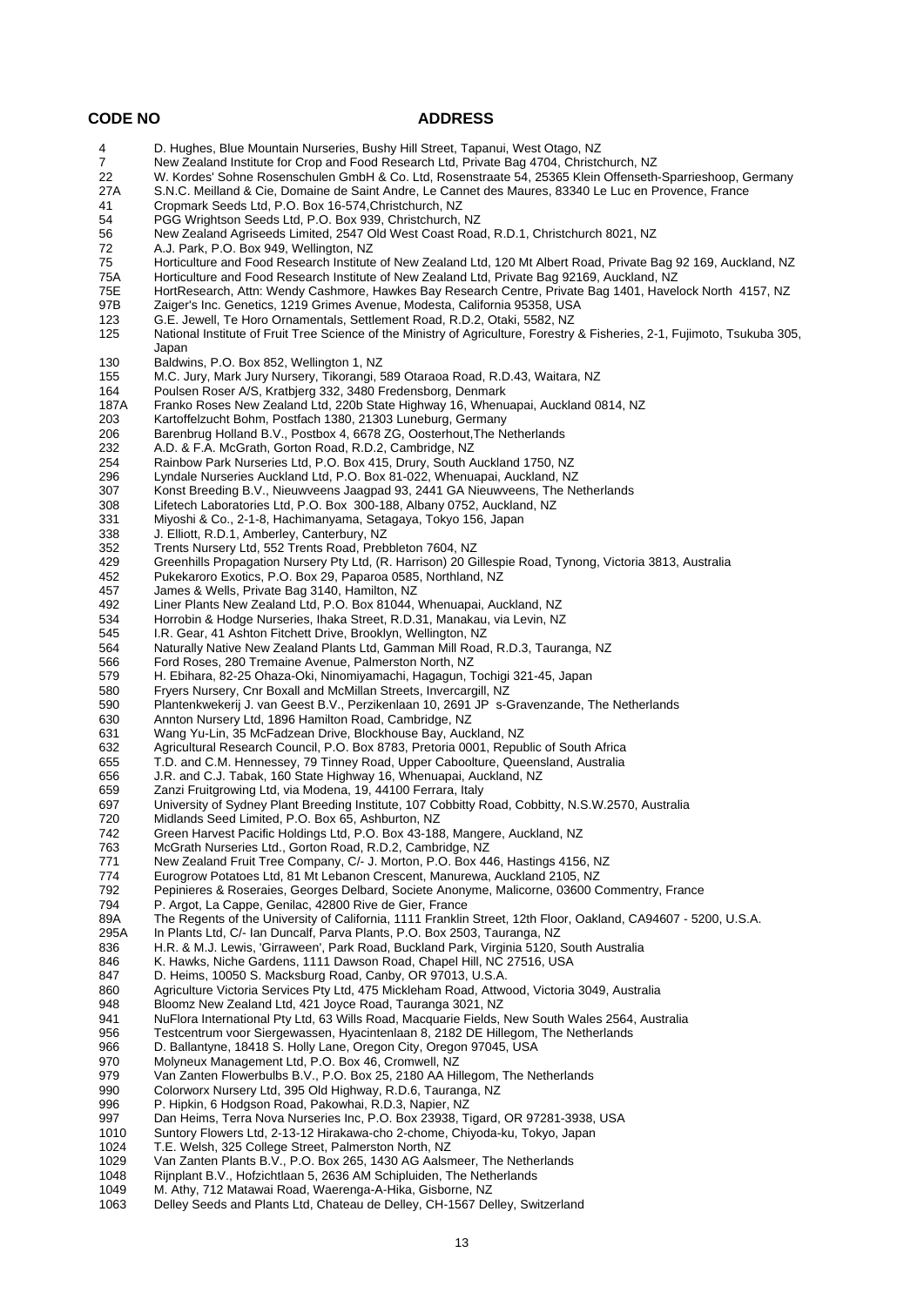| CODE NO | ADDRESS |
|---|---|
| 4 | D. Hughes, Blue Mountain Nurseries, Bushy Hill Street, Tapanui, West Otago, NZ |
| 7 | New Zealand Institute for Crop and Food Research Ltd, Private Bag 4704, Christchurch, NZ |
| 22 | W. Kordes' Sohne Rosenschulen GmbH & Co. Ltd, Rosenstraate 54, 25365 Klein Offenseth-Sparrieshoop, Germany |
| 27A | S.N.C. Meilland & Cie, Domaine de Saint Andre, Le Cannet des Maures, 83340 Le Luc en Provence, France |
| 41 | Cropmark Seeds Ltd, P.O. Box 16-574,Christchurch, NZ |
| 54 | PGG Wrightson Seeds Ltd, P.O. Box 939, Christchurch, NZ |
| 56 | New Zealand Agriseeds Limited, 2547 Old West Coast Road, R.D.1, Christchurch 8021, NZ |
| 72 | A.J. Park, P.O. Box 949, Wellington, NZ |
| 75 | Horticulture and Food Research Institute of New Zealand Ltd, 120 Mt Albert Road, Private Bag 92 169, Auckland, NZ |
| 75A | Horticulture and Food Research Institute of New Zealand Ltd, Private Bag 92169, Auckland, NZ |
| 75E | HortResearch, Attn: Wendy Cashmore, Hawkes Bay Research Centre, Private Bag 1401, Havelock North 4157, NZ |
| 97B | Zaiger's Inc. Genetics, 1219 Grimes Avenue, Modesta, California 95358, USA |
| 123 | G.E. Jewell, Te Horo Ornamentals, Settlement Road, R.D.2, Otaki, 5582, NZ |
| 125 | National Institute of Fruit Tree Science of the Ministry of Agriculture, Forestry & Fisheries, 2-1, Fujimoto, Tsukuba 305, Japan |
| 130 | Baldwins, P.O. Box 852, Wellington 1, NZ |
| 155 | M.C. Jury, Mark Jury Nursery, Tikorangi, 589 Otaraoa Road, R.D.43, Waitara, NZ |
| 164 | Poulsen Roser A/S, Kratbjerg 332, 3480 Fredensborg, Denmark |
| 187A | Franko Roses New Zealand Ltd, 220b State Highway 16, Whenuapai, Auckland 0814, NZ |
| 203 | Kartoffelzucht Bohm, Postfach 1380, 21303 Luneburg, Germany |
| 206 | Barenbrug Holland B.V., Postbox 4, 6678 ZG, Oosterhout,The Netherlands |
| 232 | A.D. & F.A. McGrath, Gorton Road, R.D.2, Cambridge, NZ |
| 254 | Rainbow Park Nurseries Ltd, P.O. Box 415, Drury, South Auckland 1750, NZ |
| 296 | Lyndale Nurseries Auckland Ltd, P.O. Box 81-022, Whenuapai, Auckland, NZ |
| 307 | Konst Breeding B.V., Nieuwveens Jaagpad 93, 2441 GA Nieuwveens, The Netherlands |
| 308 | Lifetech Laboratories Ltd, P.O. Box 300-188, Albany 0752, Auckland, NZ |
| 331 | Miyoshi & Co., 2-1-8, Hachimanyama, Setagaya, Tokyo 156, Japan |
| 338 | J. Elliott, R.D.1, Amberley, Canterbury, NZ |
| 352 | Trents Nursery Ltd, 552 Trents Road, Prebbleton 7604, NZ |
| 429 | Greenhills Propagation Nursery Pty Ltd, (R. Harrison) 20 Gillespie Road, Tynong, Victoria 3813, Australia |
| 452 | Pukekaroro Exotics, P.O. Box 29, Paparoa 0585, Northland, NZ |
| 457 | James & Wells, Private Bag 3140, Hamilton, NZ |
| 492 | Liner Plants New Zealand Ltd, P.O. Box 81044, Whenuapai, Auckland, NZ |
| 534 | Horrobin & Hodge Nurseries, Ihaka Street, R.D.31, Manakau, via Levin, NZ |
| 545 | I.R. Gear, 41 Ashton Fitchett Drive, Brooklyn, Wellington, NZ |
| 564 | Naturally Native New Zealand Plants Ltd, Gamman Mill Road, R.D.3, Tauranga, NZ |
| 566 | Ford Roses, 280 Tremaine Avenue, Palmerston North, NZ |
| 579 | H. Ebihara, 82-25 Ohaza-Oki, Ninomiyamachi, Hagagun, Tochigi 321-45, Japan |
| 580 | Fryers Nursery, Cnr Boxall and McMillan Streets, Invercargill, NZ |
| 590 | Plantenkwekerij J. van Geest B.V., Perzikenlaan 10, 2691 JP s-Gravenzande, The Netherlands |
| 630 | Annton Nursery Ltd, 1896 Hamilton Road, Cambridge, NZ |
| 631 | Wang Yu-Lin, 35 McFadzean Drive, Blockhouse Bay, Auckland, NZ |
| 632 | Agricultural Research Council, P.O. Box 8783, Pretoria 0001, Republic of South Africa |
| 655 | T.D. and C.M. Hennessey, 79 Tinney Road, Upper Caboolture, Queensland, Australia |
| 656 | J.R. and C.J. Tabak, 160 State Highway 16, Whenuapai, Auckland, NZ |
| 659 | Zanzi Fruitgrowing Ltd, via Modena, 19, 44100 Ferrara, Italy |
| 697 | University of Sydney Plant Breeding Institute, 107 Cobbitty Road, Cobbitty, N.S.W.2570, Australia |
| 720 | Midlands Seed Limited, P.O. Box 65, Ashburton, NZ |
| 742 | Green Harvest Pacific Holdings Ltd, P.O. Box 43-188, Mangere, Auckland, NZ |
| 763 | McGrath Nurseries Ltd., Gorton Road, R.D.2, Cambridge, NZ |
| 771 | New Zealand Fruit Tree Company, C/- J. Morton, P.O. Box 446, Hastings 4156, NZ |
| 774 | Eurogrow Potatoes Ltd, 81 Mt Lebanon Crescent, Manurewa, Auckland 2105, NZ |
| 792 | Pepinieres & Roseraies, Georges Delbard, Societe Anonyme, Malicorne, 03600 Commentry, France |
| 794 | P. Argot, La Cappe, Genilac, 42800 Rive de Gier, France |
| 89A | The Regents of the University of California, 1111 Franklin Street, 12th Floor, Oakland, CA94607 - 5200, U.S.A. |
| 295A | In Plants Ltd, C/- Ian Duncalf, Parva Plants, P.O. Box 2503, Tauranga, NZ |
| 836 | H.R. & M.J. Lewis, 'Girraween', Park Road, Buckland Park, Virginia 5120, South Australia |
| 846 | K. Hawks, Niche Gardens, 1111 Dawson Road, Chapel Hill, NC 27516, USA |
| 847 | D. Heims, 10050 S. Macksburg Road, Canby, OR 97013, U.S.A. |
| 860 | Agriculture Victoria Services Pty Ltd, 475 Mickleham Road, Attwood, Victoria 3049, Australia |
| 948 | Bloomz New Zealand Ltd, 421 Joyce Road, Tauranga 3021, NZ |
| 941 | NuFlora International Pty Ltd, 63 Wills Road, Macquarie Fields, New South Wales 2564, Australia |
| 956 | Testcentrum voor Siergewassen, Hyacintenlaan 8, 2182 DE Hillegom, The Netherlands |
| 966 | D. Ballantyne, 18418 S. Holly Lane, Oregon City, Oregon 97045, USA |
| 970 | Molyneux Management Ltd, P.O. Box 46, Cromwell, NZ |
| 979 | Van Zanten Flowerbulbs B.V., P.O. Box 25, 2180 AA Hillegom, The Netherlands |
| 990 | Colorworx Nursery Ltd, 395 Old Highway, R.D.6, Tauranga, NZ |
| 996 | P. Hipkin, 6 Hodgson Road, Pakowhai, R.D.3, Napier, NZ |
| 997 | Dan Heims, Terra Nova Nurseries Inc, P.O. Box 23938, Tigard, OR 97281-3938, USA |
| 1010 | Suntory Flowers Ltd, 2-13-12 Hirakawa-cho 2-chome, Chiyoda-ku, Tokyo, Japan |
| 1024 | T.E. Welsh, 325 College Street, Palmerston North, NZ |
| 1029 | Van Zanten Plants B.V., P.O. Box 265, 1430 AG Aalsmeer, The Netherlands |
| 1048 | Rijnplant B.V., Hofzichtlaan 5, 2636 AM Schipluiden, The Netherlands |
| 1049 | M. Athy, 712 Matawai Road, Waerenga-A-Hika, Gisborne, NZ |
| 1063 | Delley Seeds and Plants Ltd, Chateau de Delley, CH-1567 Delley, Switzerland |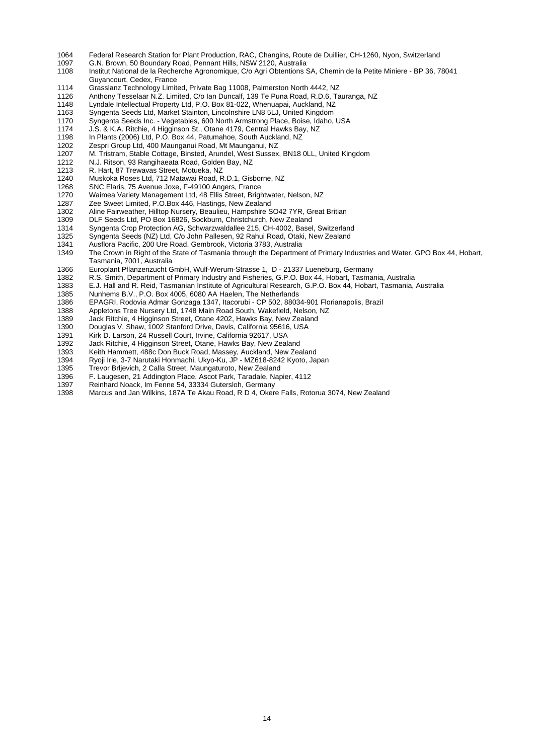| | |
|---|---|
| 1064 | Federal Research Station for Plant Production, RAC, Changins, Route de Duillier, CH-1260, Nyon, Switzerland |
| 1097 | G.N. Brown, 50 Boundary Road, Pennant Hills, NSW 2120, Australia |
| 1108 | Institut National de la Recherche Agronomique, C/o Agri Obtentions SA, Chemin de la Petite Miniere - BP 36, 78041 Guyancourt, Cedex, France |
| 1114 | Grasslanz Technology Limited, Private Bag 11008, Palmerston North 4442, NZ |
| 1126 | Anthony Tesselaar N.Z. Limited, C/o Ian Duncalf, 139 Te Puna Road, R.D.6, Tauranga, NZ |
| 1148 | Lyndale Intellectual Property Ltd, P.O. Box 81-022, Whenuapai, Auckland, NZ |
| 1163 | Syngenta Seeds Ltd, Market Stainton, Lincolnshire LN8 5LJ, United Kingdom |
| 1170 | Syngenta Seeds Inc. - Vegetables, 600 North Armstrong Place, Boise, Idaho, USA |
| 1174 | J.S. & K.A. Ritchie, 4 Higginson St., Otane 4179, Central Hawks Bay, NZ |
| 1198 | In Plants (2006) Ltd, P.O. Box 44, Patumahoe, South Auckland, NZ |
| 1202 | Zespri Group Ltd, 400 Maunganui Road, Mt Maunganui, NZ |
| 1207 | M. Tristram, Stable Cottage, Binsted, Arundel, West Sussex, BN18 0LL, United Kingdom |
| 1212 | N.J. Ritson, 93 Rangihaeata Road, Golden Bay, NZ |
| 1213 | R. Hart, 87 Trewavas Street, Motueka, NZ |
| 1240 | Muskoka Roses Ltd, 712 Matawai Road, R.D.1, Gisborne, NZ |
| 1268 | SNC Elaris, 75 Avenue Joxe, F-49100 Angers, France |
| 1270 | Waimea Variety Management Ltd, 48 Ellis Street, Brightwater, Nelson, NZ |
| 1287 | Zee Sweet Limited, P.O.Box 446, Hastings, New Zealand |
| 1302 | Aline Fairweather, Hilltop Nursery, Beaulieu, Hampshire SO42 7YR, Great Britian |
| 1309 | DLF Seeds Ltd, PO Box 16826, Sockburn, Christchurch, New Zealand |
| 1314 | Syngenta Crop Protection AG, Schwarzwaldallee 215, CH-4002, Basel, Switzerland |
| 1325 | Syngenta Seeds (NZ) Ltd, C/o John Pallesen, 92 Rahui Road, Otaki, New Zealand |
| 1341 | Ausflora Pacific, 200 Ure Road, Gembrook, Victoria 3783, Australia |
| 1349 | The Crown in Right of the State of Tasmania through the Department of Primary Industries and Water, GPO Box 44, Hobart, Tasmania, 7001, Australia |
| 1366 | Europlant Pflanzenzucht GmbH, Wulf-Werum-Strasse 1, D - 21337 Lueneburg, Germany |
| 1382 | R.S. Smith, Department of Primary Industry and Fisheries, G.P.O. Box 44, Hobart, Tasmania, Australia |
| 1383 | E.J. Hall and R. Reid, Tasmanian Institute of Agricultural Research, G.P.O. Box 44, Hobart, Tasmania, Australia |
| 1385 | Nunhems B.V., P.O. Box 4005, 6080 AA Haelen, The Netherlands |
| 1386 | EPAGRI, Rodovia Admar Gonzaga 1347, Itacorubi - CP 502, 88034-901 Florianapolis, Brazil |
| 1388 | Appletons Tree Nursery Ltd, 1748 Main Road South, Wakefield, Nelson, NZ |
| 1389 | Jack Ritchie, 4 Higginson Street, Otane 4202, Hawks Bay, New Zealand |
| 1390 | Douglas V. Shaw, 1002 Stanford Drive, Davis, California 95616, USA |
| 1391 | Kirk D. Larson, 24 Russell Court, Irvine, California 92617, USA |
| 1392 | Jack Ritchie, 4 Higginson Street, Otane, Hawks Bay, New Zealand |
| 1393 | Keith Hammett, 488c Don Buck Road, Massey, Auckland, New Zealand |
| 1394 | Ryoji Irie, 3-7 Narutaki Honmachi, Ukyo-Ku, JP - MZ618-8242 Kyoto, Japan |
| 1395 | Trevor Brljevich, 2 Calla Street, Maungaturoto, New Zealand |
| 1396 | F. Laugesen, 21 Addington Place, Ascot Park, Taradale, Napier, 4112 |
| 1397 | Reinhard Noack, Im Fenne 54, 33334 Gutersloh, Germany |
| 1398 | Marcus and Jan Wilkins, 187A Te Akau Road, R D 4, Okere Falls, Rotorua 3074, New Zealand |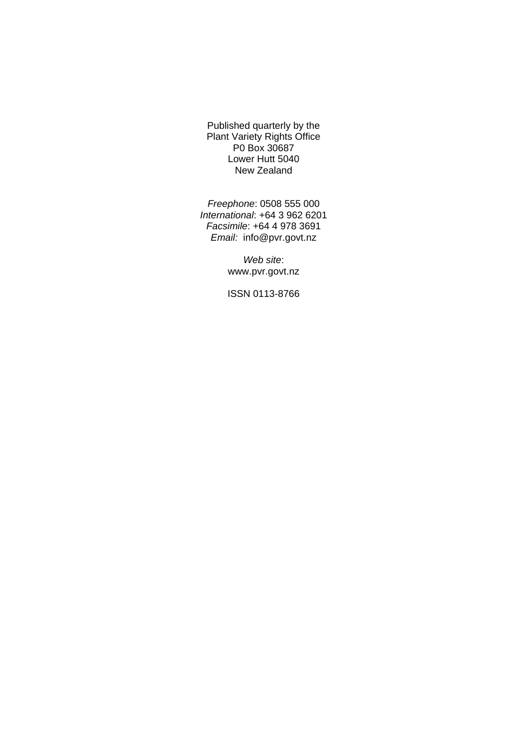Published quarterly by the
Plant Variety Rights Office
P0 Box 30687
Lower Hutt 5040
New Zealand

*Freephone*: 0508 555 000
*International*: +64 3 962 6201
*Facsimile*: +64 4 978 3691
*Email:* info@pvr.govt.nz

*Web site*:
www.pvr.govt.nz

ISSN 0113-8766